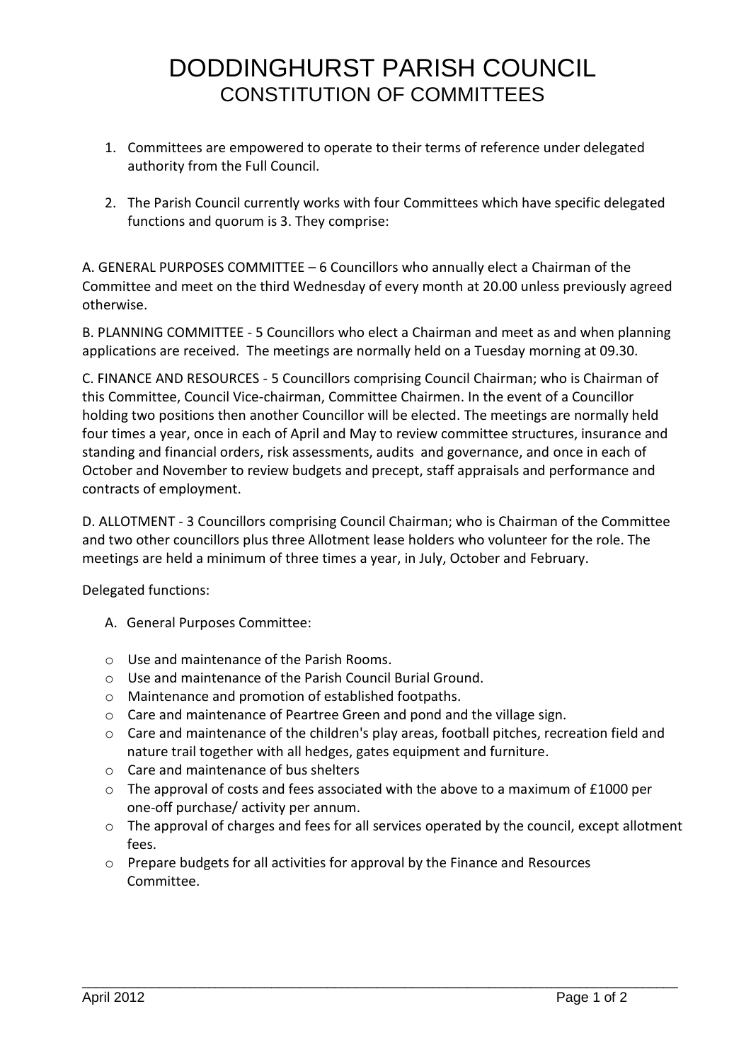# DODDINGHURST PARISH COUNCIL
## CONSTITUTION OF COMMITTEES

1. Committees are empowered to operate to their terms of reference under delegated authority from the Full Council.

2. The Parish Council currently works with four Committees which have specific delegated functions and quorum is 3. They comprise:

A. GENERAL PURPOSES COMMITTEE – 6 Councillors who annually elect a Chairman of the Committee and meet on the third Wednesday of every month at 20.00 unless previously agreed otherwise.

B. PLANNING COMMITTEE - 5 Councillors who elect a Chairman and meet as and when planning applications are received. The meetings are normally held on a Tuesday morning at 09.30.

C. FINANCE AND RESOURCES - 5 Councillors comprising Council Chairman; who is Chairman of this Committee, Council Vice-chairman, Committee Chairmen. In the event of a Councillor holding two positions then another Councillor will be elected. The meetings are normally held four times a year, once in each of April and May to review committee structures, insurance and standing and financial orders, risk assessments, audits and governance, and once in each of October and November to review budgets and precept, staff appraisals and performance and contracts of employment.

D. ALLOTMENT - 3 Councillors comprising Council Chairman; who is Chairman of the Committee and two other councillors plus three Allotment lease holders who volunteer for the role. The meetings are held a minimum of three times a year, in July, October and February.

Delegated functions:

A. General Purposes Committee:

- Use and maintenance of the Parish Rooms.
- Use and maintenance of the Parish Council Burial Ground.
- Maintenance and promotion of established footpaths.
- Care and maintenance of Peartree Green and pond and the village sign.
- Care and maintenance of the children's play areas, football pitches, recreation field and nature trail together with all hedges, gates equipment and furniture.
- Care and maintenance of bus shelters
- The approval of costs and fees associated with the above to a maximum of £1000 per one-off purchase/ activity per annum.
- The approval of charges and fees for all services operated by the council, except allotment fees.
- Prepare budgets for all activities for approval by the Finance and Resources Committee.

April 2012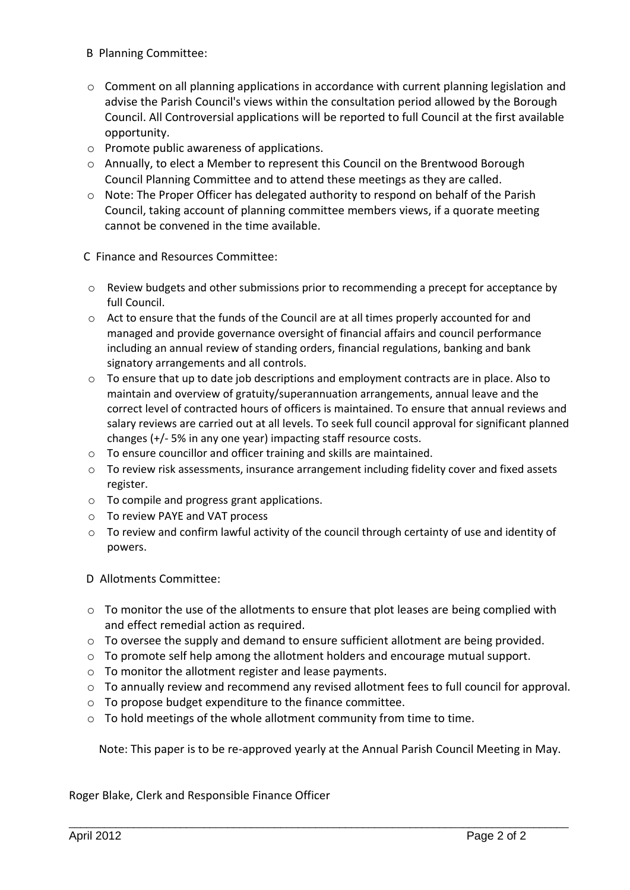B Planning Committee:

- Comment on all planning applications in accordance with current planning legislation and advise the Parish Council's views within the consultation period allowed by the Borough Council. All Controversial applications will be reported to full Council at the first available opportunity.
- Promote public awareness of applications.
- Annually, to elect a Member to represent this Council on the Brentwood Borough Council Planning Committee and to attend these meetings as they are called.
- Note: The Proper Officer has delegated authority to respond on behalf of the Parish Council, taking account of planning committee members views, if a quorate meeting cannot be convened in the time available.

C Finance and Resources Committee:

- Review budgets and other submissions prior to recommending a precept for acceptance by full Council.
- Act to ensure that the funds of the Council are at all times properly accounted for and managed and provide governance oversight of financial affairs and council performance including an annual review of standing orders, financial regulations, banking and bank signatory arrangements and all controls.
- To ensure that up to date job descriptions and employment contracts are in place. Also to maintain and overview of gratuity/superannuation arrangements, annual leave and the correct level of contracted hours of officers is maintained. To ensure that annual reviews and salary reviews are carried out at all levels. To seek full council approval for significant planned changes (+/- 5% in any one year) impacting staff resource costs.
- To ensure councillor and officer training and skills are maintained.
- To review risk assessments, insurance arrangement including fidelity cover and fixed assets register.
- To compile and progress grant applications.
- To review PAYE and VAT process
- To review and confirm lawful activity of the council through certainty of use and identity of powers.

D Allotments Committee:

- To monitor the use of the allotments to ensure that plot leases are being complied with and effect remedial action as required.
- To oversee the supply and demand to ensure sufficient allotment are being provided.
- To promote self help among the allotment holders and encourage mutual support.
- To monitor the allotment register and lease payments.
- To annually review and recommend any revised allotment fees to full council for approval.
- To propose budget expenditure to the finance committee.
- To hold meetings of the whole allotment community from time to time.

Note: This paper is to be re-approved yearly at the Annual Parish Council Meeting in May.

Roger Blake, Clerk and Responsible Finance Officer

April 2012